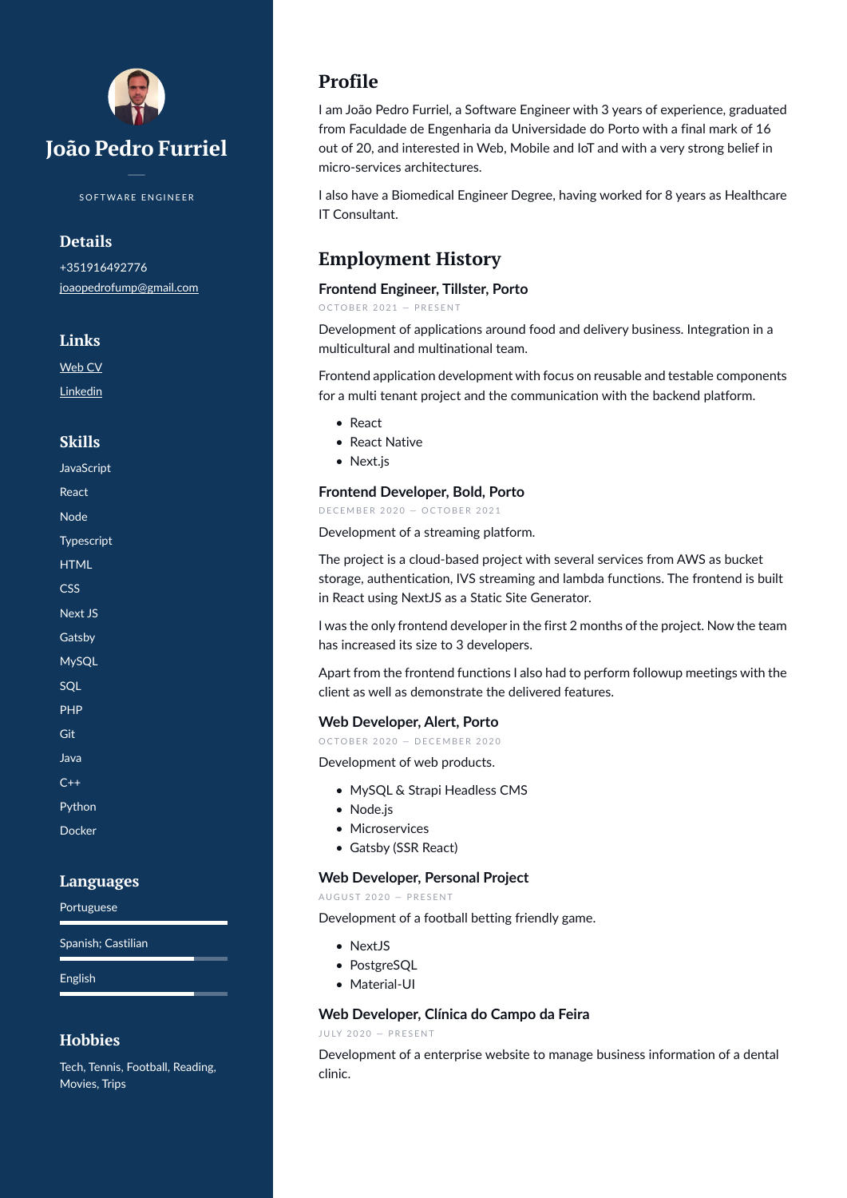# João Pedro Furriel

SOFTWARE ENGINEER

## Details

+351916492776

joaopedrofump@gmail.com

## Links

Web CV

Linkedin

## Skills

JavaScript

React

Node

Typescript

HTML

CSS

Next JS

Gatsby

MySQL

SQL

PHP

Git

Java

C++

Python

Docker

## Languages

Portuguese

Spanish; Castilian

English

## Hobbies

Tech, Tennis, Football, Reading, Movies, Trips

## Profile

I am João Pedro Furriel, a Software Engineer with 3 years of experience, graduated from Faculdade de Engenharia da Universidade do Porto with a final mark of 16 out of 20, and interested in Web, Mobile and IoT and with a very strong belief in micro-services architectures.

I also have a Biomedical Engineer Degree, having worked for 8 years as Healthcare IT Consultant.

## Employment History

### Frontend Engineer, Tillster, Porto

OCTOBER 2021 — PRESENT

Development of applications around food and delivery business. Integration in a multicultural and multinational team.

Frontend application development with focus on reusable and testable components for a multi tenant project and the communication with the backend platform.

- React
- React Native
- Next.js

### Frontend Developer, Bold, Porto

DECEMBER 2020 — OCTOBER 2021

Development of a streaming platform.

The project is a cloud-based project with several services from AWS as bucket storage, authentication, IVS streaming and lambda functions. The frontend is built in React using NextJS as a Static Site Generator.

I was the only frontend developer in the first 2 months of the project. Now the team has increased its size to 3 developers.

Apart from the frontend functions I also had to perform followup meetings with the client as well as demonstrate the delivered features.

### Web Developer, Alert, Porto

OCTOBER 2020 — DECEMBER 2020

Development of web products.

- MySQL & Strapi Headless CMS
- Node.js
- Microservices
- Gatsby (SSR React)

### Web Developer, Personal Project

AUGUST 2020 — PRESENT

Development of a football betting friendly game.

- NextJS
- PostgreSQL
- Material-UI

### Web Developer, Clínica do Campo da Feira

JULY 2020 — PRESENT

Development of a enterprise website to manage business information of a dental clinic.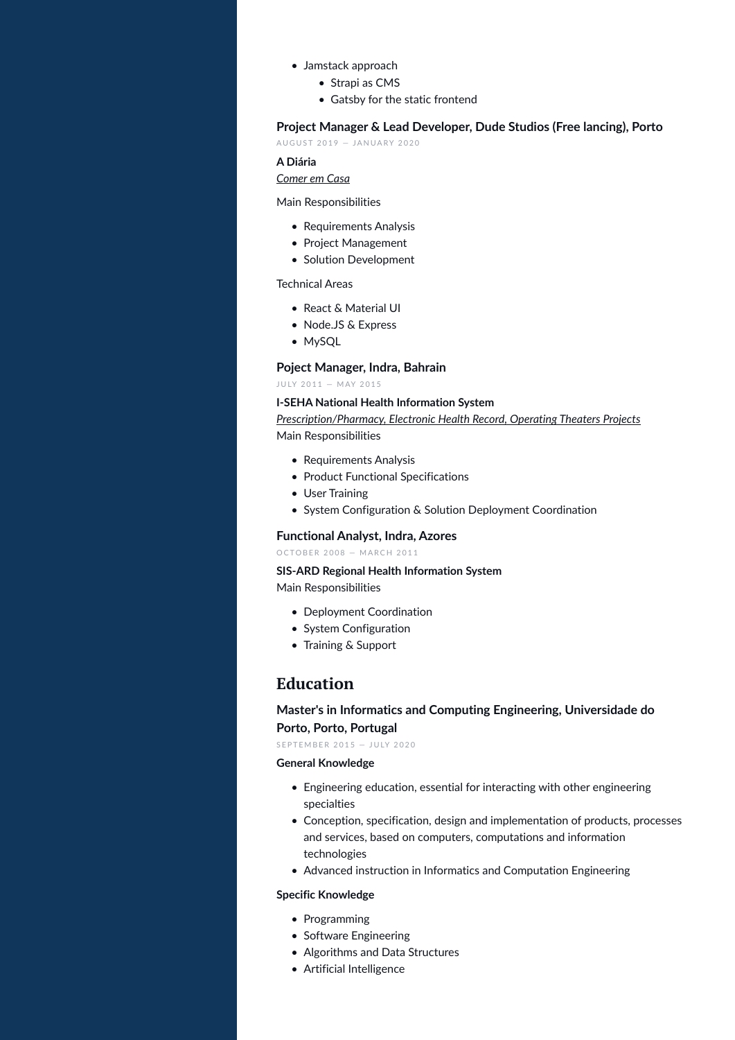- Jamstack approach
  - Strapi as CMS
  - Gatsby for the static frontend

### Project Manager & Lead Developer, Dude Studios (Free lancing), Porto

AUGUST 2019 — JANUARY 2020

**A Diária**

*Comer em Casa*

Main Responsibilities

- Requirements Analysis
- Project Management
- Solution Development

Technical Areas

- React & Material UI
- Node.JS & Express
- MySQL

### Poject Manager, Indra, Bahrain

JULY 2011 — MAY 2015

**I-SEHA National Health Information System**

*Prescription/Pharmacy, Electronic Health Record, Operating Theaters Projects*

Main Responsibilities

- Requirements Analysis
- Product Functional Specifications
- User Training
- System Configuration & Solution Deployment Coordination

### Functional Analyst, Indra, Azores

OCTOBER 2008 — MARCH 2011

**SIS-ARD Regional Health Information System**

Main Responsibilities

- Deployment Coordination
- System Configuration
- Training & Support

## Education

### Master's in Informatics and Computing Engineering, Universidade do Porto, Porto, Portugal

SEPTEMBER 2015 — JULY 2020

**General Knowledge**

- Engineering education, essential for interacting with other engineering specialties
- Conception, specification, design and implementation of products, processes and services, based on computers, computations and information technologies
- Advanced instruction in Informatics and Computation Engineering

**Specific Knowledge**

- Programming
- Software Engineering
- Algorithms and Data Structures
- Artificial Intelligence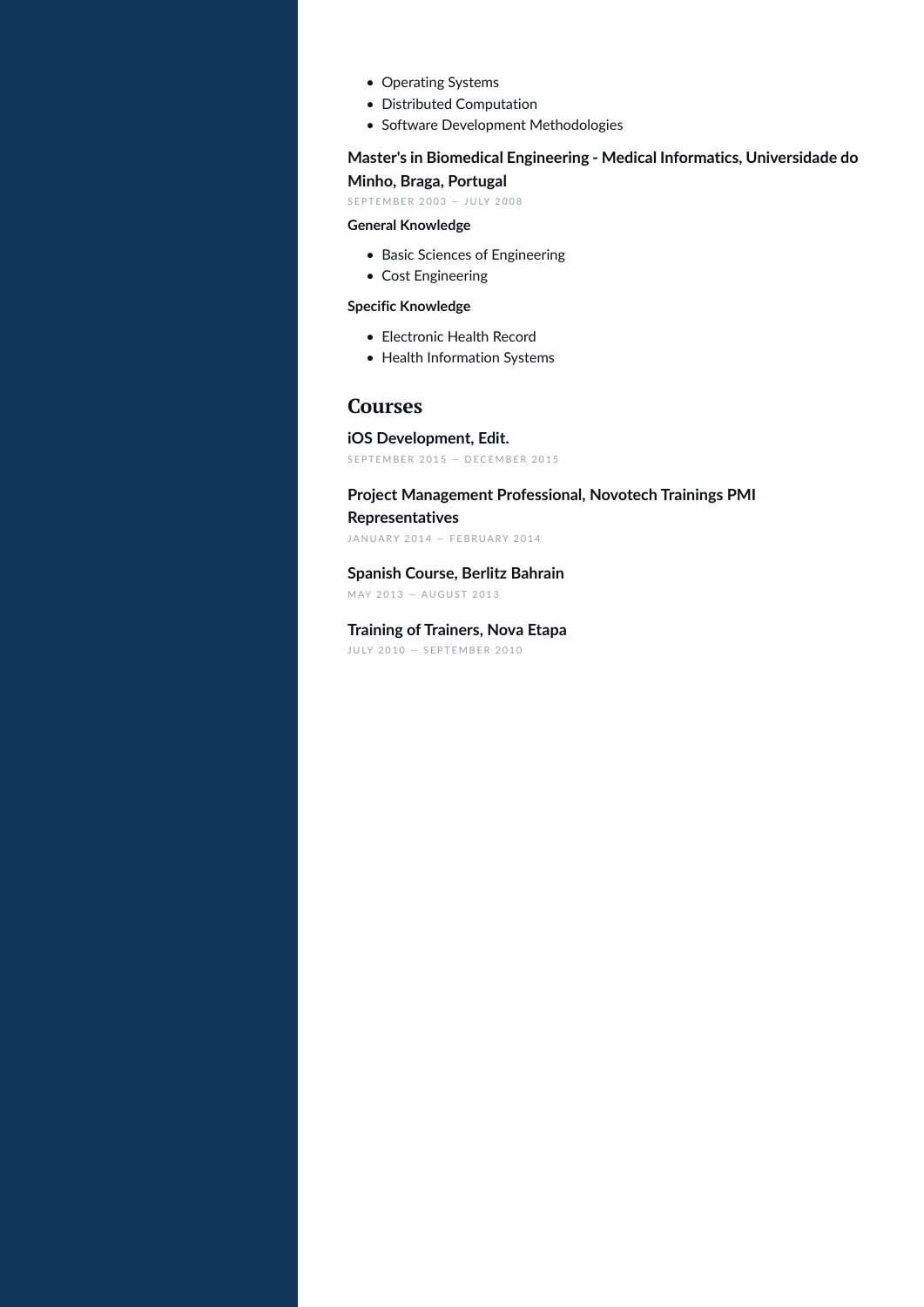- Operating Systems
- Distributed Computation
- Software Development Methodologies

### Master's in Biomedical Engineering - Medical Informatics, Universidade do Minho, Braga, Portugal

SEPTEMBER 2003 — JULY 2008

**General Knowledge**

- Basic Sciences of Engineering
- Cost Engineering

**Specific Knowledge**

- Electronic Health Record
- Health Information Systems

## Courses

### iOS Development, Edit.

SEPTEMBER 2015 — DECEMBER 2015

### Project Management Professional, Novotech Trainings PMI Representatives

JANUARY 2014 — FEBRUARY 2014

### Spanish Course, Berlitz Bahrain

MAY 2013 — AUGUST 2013

### Training of Trainers, Nova Etapa

JULY 2010 — SEPTEMBER 2010